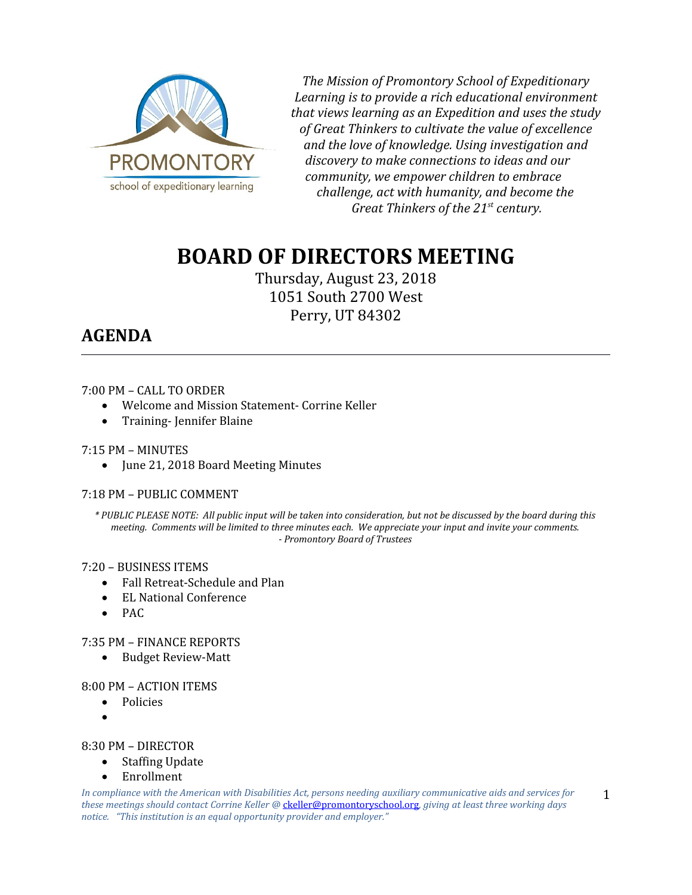PROMONTORY
school of expeditionary learning

*The Mission of Promontory School of Expeditionary Learning is to provide a rich educational environment that views learning as an Expedition and uses the study of Great Thinkers to cultivate the value of excellence and the love of knowledge. Using investigation and discovery to make connections to ideas and our community, we empower children to embrace challenge, act with humanity, and become the Great Thinkers of the 21st century.*

# BOARD OF DIRECTORS MEETING

Thursday, August 23, 2018
1051 South 2700 West
Perry, UT 84302

## AGENDA

---

7:00 PM – CALL TO ORDER

- Welcome and Mission Statement- Corrine Keller
- Training- Jennifer Blaine

7:15 PM – MINUTES

- June 21, 2018 Board Meeting Minutes

7:18 PM – PUBLIC COMMENT

*\* PUBLIC PLEASE NOTE: All public input will be taken into consideration, but not be discussed by the board during this meeting. Comments will be limited to three minutes each. We appreciate your input and invite your comments.*
*- Promontory Board of Trustees*

7:20 – BUSINESS ITEMS

- Fall Retreat-Schedule and Plan
- EL National Conference
- PAC

7:35 PM – FINANCE REPORTS

- Budget Review-Matt

8:00 PM – ACTION ITEMS

- Policies
- 

8:30 PM – DIRECTOR

- Staffing Update
- Enrollment

*In compliance with the American with Disabilities Act, persons needing auxiliary communicative aids and services for these meetings should contact Corrine Keller @ ckeller@promontoryschool.org, giving at least three working days notice. "This institution is an equal opportunity provider and employer."*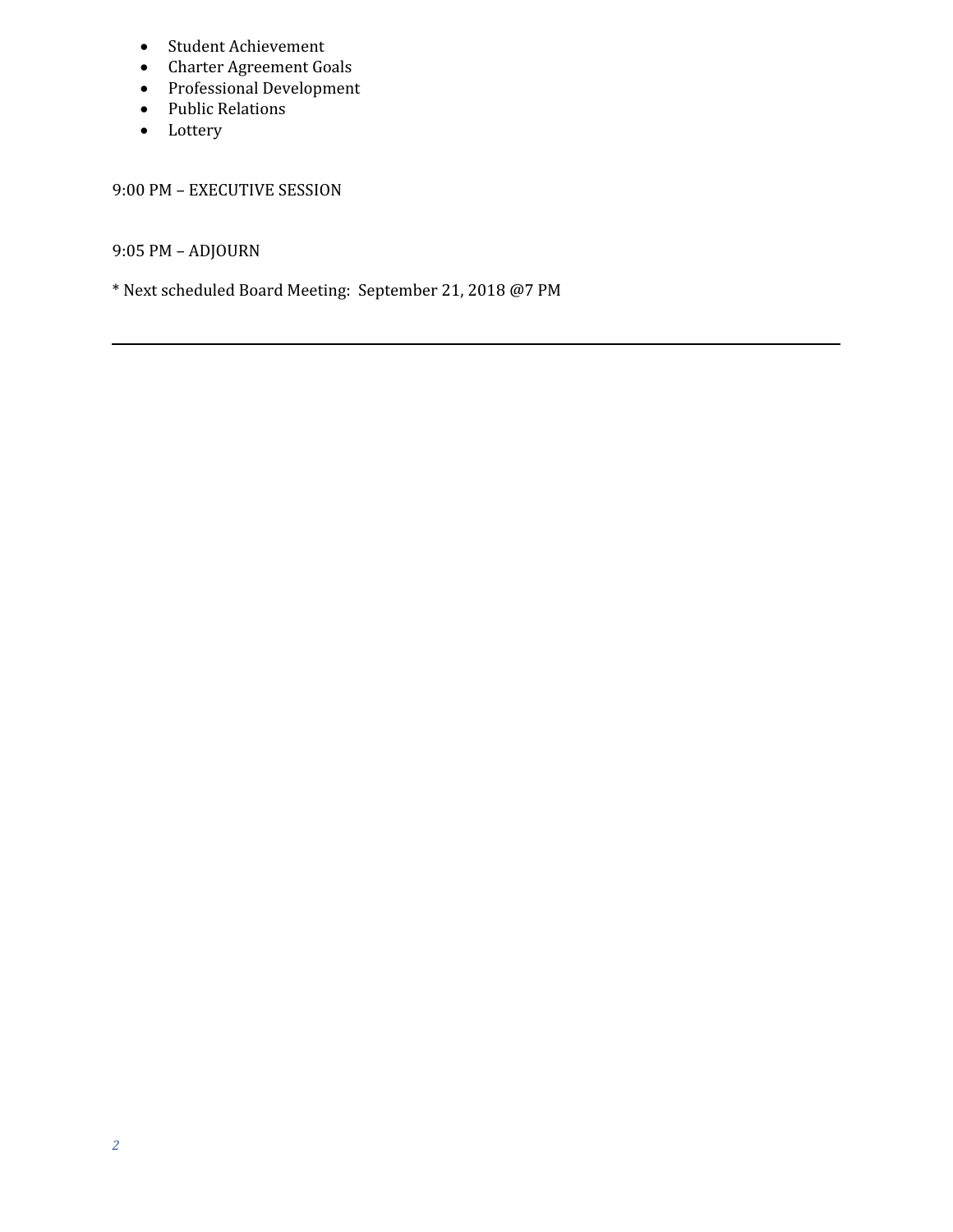- Student Achievement
- Charter Agreement Goals
- Professional Development
- Public Relations
- Lottery

9:00 PM – EXECUTIVE SESSION

9:05 PM – ADJOURN

* Next scheduled Board Meeting: September 21, 2018 @7 PM

---